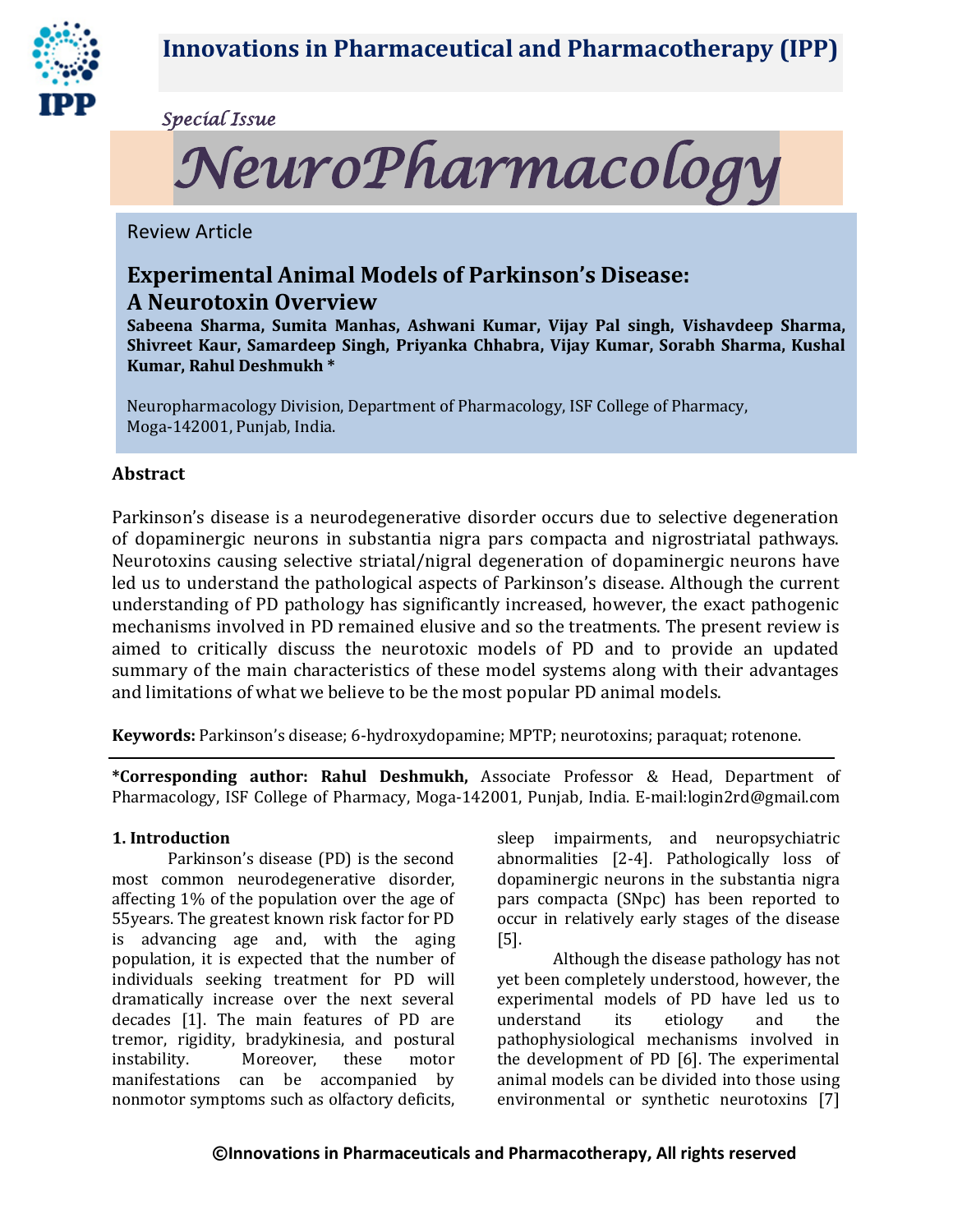Special Issue

# NeuroPharmacology

Review Article

## Experimental Animal Models of Parkinson's Disease: A Neurotoxin Overview

**Sabeena Sharma, Sumita Manhas, Ashwani Kumar, Vijay Pal singh, Vishavdeep Sharma, Shivreet Kaur, Samardeep Singh, Priyanka Chhabra, Vijay Kumar, Sorabh Sharma, Kushal Kumar, Rahul Deshmukh \***

Neuropharmacology Division, Department of Pharmacology, ISF College of Pharmacy, Moga-142001, Punjab, India.

### Abstract

Parkinson's disease is a neurodegenerative disorder occurs due to selective degeneration of dopaminergic neurons in substantia nigra pars compacta and nigrostriatal pathways. Neurotoxins causing selective striatal/nigral degeneration of dopaminergic neurons have led us to understand the pathological aspects of Parkinson's disease. Although the current understanding of PD pathology has significantly increased, however, the exact pathogenic mechanisms involved in PD remained elusive and so the treatments. The present review is aimed to critically discuss the neurotoxic models of PD and to provide an updated summary of the main characteristics of these model systems along with their advantages and limitations of what we believe to be the most popular PD animal models.

**Keywords:** Parkinson's disease; 6-hydroxydopamine; MPTP; neurotoxins; paraquat; rotenone.

**\*Corresponding author: Rahul Deshmukh,** Associate Professor & Head, Department of Pharmacology, ISF College of Pharmacy, Moga-142001, Punjab, India. E-mail:login2rd@gmail.com

### 1. Introduction

Parkinson's disease (PD) is the second most common neurodegenerative disorder, affecting 1% of the population over the age of 55years. The greatest known risk factor for PD is advancing age and, with the aging population, it is expected that the number of individuals seeking treatment for PD will dramatically increase over the next several decades [1]. The main features of PD are tremor, rigidity, bradykinesia, and postural instability. Moreover, these motor manifestations can be accompanied by nonmotor symptoms such as olfactory deficits, sleep impairments, and neuropsychiatric abnormalities [2-4]. Pathologically loss of dopaminergic neurons in the substantia nigra pars compacta (SNpc) has been reported to occur in relatively early stages of the disease [5].

Although the disease pathology has not yet been completely understood, however, the experimental models of PD have led us to understand its etiology and the pathophysiological mechanisms involved in the development of PD [6]. The experimental animal models can be divided into those using environmental or synthetic neurotoxins [7]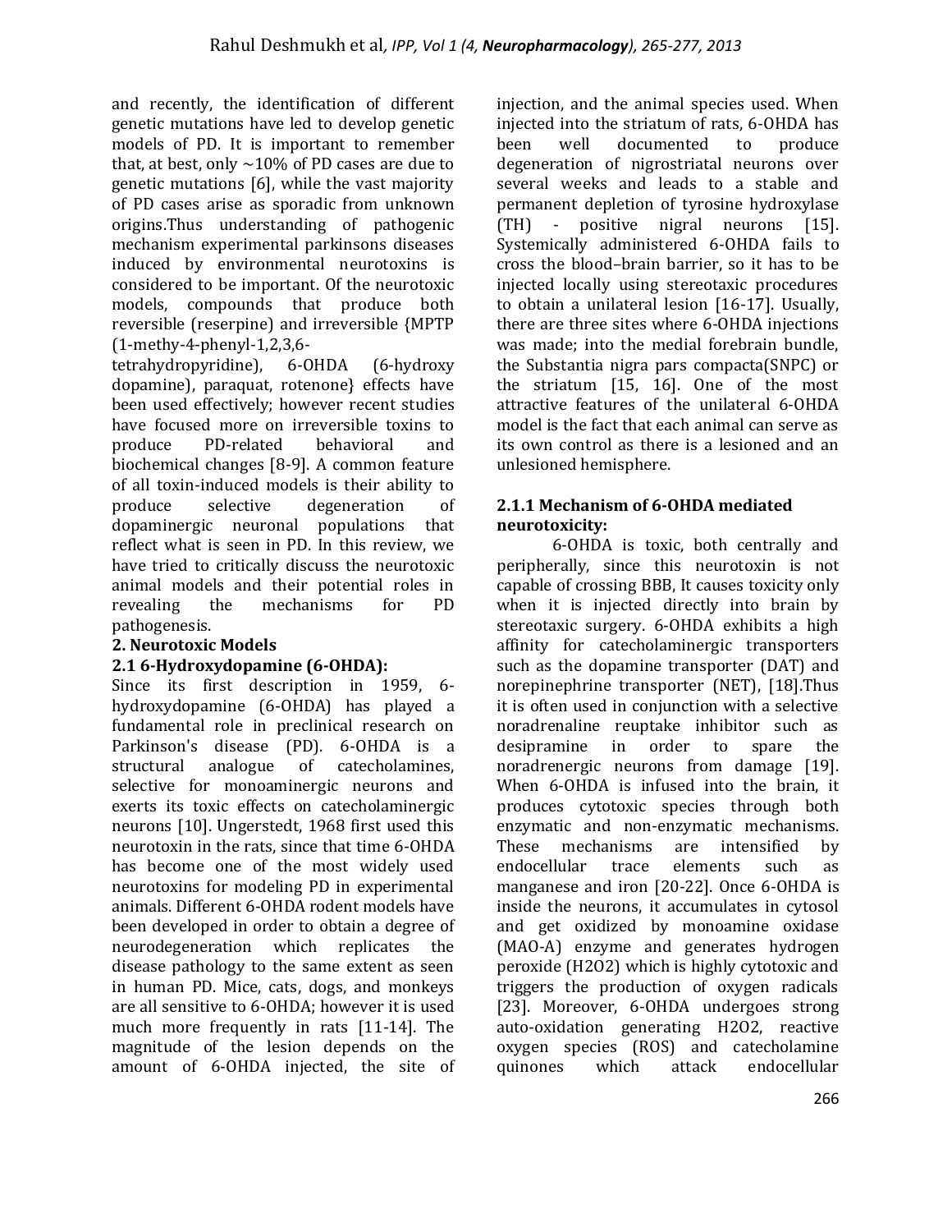and recently, the identification of different genetic mutations have led to develop genetic models of PD. It is important to remember that, at best, only ~10% of PD cases are due to genetic mutations [6], while the vast majority of PD cases arise as sporadic from unknown origins.Thus understanding of pathogenic mechanism experimental parkinsons diseases induced by environmental neurotoxins is considered to be important. Of the neurotoxic models, compounds that produce both reversible (reserpine) and irreversible {MPTP (1-methy-4-phenyl-1,2,3,6-tetrahydropyridine), 6-OHDA (6-hydroxy dopamine), paraquat, rotenone} effects have been used effectively; however recent studies have focused more on irreversible toxins to produce PD-related behavioral and biochemical changes [8-9]. A common feature of all toxin-induced models is their ability to produce selective degeneration of dopaminergic neuronal populations that reflect what is seen in PD. In this review, we have tried to critically discuss the neurotoxic animal models and their potential roles in revealing the mechanisms for PD pathogenesis.

## 2. Neurotoxic Models

### 2.1 6-Hydroxydopamine (6-OHDA):

Since its first description in 1959, 6-hydroxydopamine (6-OHDA) has played a fundamental role in preclinical research on Parkinson's disease (PD). 6-OHDA is a structural analogue of catecholamines, selective for monoaminergic neurons and exerts its toxic effects on catecholaminergic neurons [10]. Ungerstedt, 1968 first used this neurotoxin in the rats, since that time 6-OHDA has become one of the most widely used neurotoxins for modeling PD in experimental animals. Different 6-OHDA rodent models have been developed in order to obtain a degree of neurodegeneration which replicates the disease pathology to the same extent as seen in human PD. Mice, cats, dogs, and monkeys are all sensitive to 6-OHDA; however it is used much more frequently in rats [11-14]. The magnitude of the lesion depends on the amount of 6-OHDA injected, the site of injection, and the animal species used. When injected into the striatum of rats, 6-OHDA has been well documented to produce degeneration of nigrostriatal neurons over several weeks and leads to a stable and permanent depletion of tyrosine hydroxylase (TH) - positive nigral neurons [15]. Systemically administered 6-OHDA fails to cross the blood–brain barrier, so it has to be injected locally using stereotaxic procedures to obtain a unilateral lesion [16-17]. Usually, there are three sites where 6-OHDA injections was made; into the medial forebrain bundle, the Substantia nigra pars compacta(SNPC) or the striatum [15, 16]. One of the most attractive features of the unilateral 6-OHDA model is the fact that each animal can serve as its own control as there is a lesioned and an unlesioned hemisphere.

#### 2.1.1 Mechanism of 6-OHDA mediated neurotoxicity:

6-OHDA is toxic, both centrally and peripherally, since this neurotoxin is not capable of crossing BBB, It causes toxicity only when it is injected directly into brain by stereotaxic surgery. 6-OHDA exhibits a high affinity for catecholaminergic transporters such as the dopamine transporter (DAT) and norepinephrine transporter (NET), [18].Thus it is often used in conjunction with a selective noradrenaline reuptake inhibitor such as desipramine in order to spare the noradrenergic neurons from damage [19]. When 6-OHDA is infused into the brain, it produces cytotoxic species through both enzymatic and non-enzymatic mechanisms. These mechanisms are intensified by endocellular trace elements such as manganese and iron [20-22]. Once 6-OHDA is inside the neurons, it accumulates in cytosol and get oxidized by monoamine oxidase (MAO-A) enzyme and generates hydrogen peroxide ($H_2O_2$) which is highly cytotoxic and triggers the production of oxygen radicals [23]. Moreover, 6-OHDA undergoes strong auto-oxidation generating $H_2O_2$, reactive oxygen species (ROS) and catecholamine quinones which attack endocellular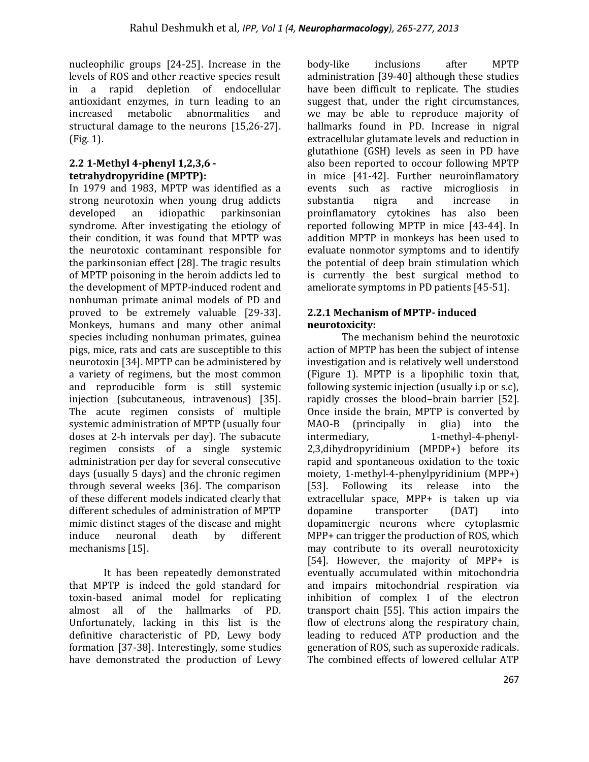nucleophilic groups [24-25]. Increase in the levels of ROS and other reactive species result in a rapid depletion of endocellular antioxidant enzymes, in turn leading to an increased metabolic abnormalities and structural damage to the neurons [15,26-27]. (Fig. 1).

### 2.2 1-Methyl 4-phenyl 1,2,3,6 -tetrahydropyridine (MPTP):

In 1979 and 1983, MPTP was identified as a strong neurotoxin when young drug addicts developed an idiopathic parkinsonian syndrome. After investigating the etiology of their condition, it was found that MPTP was the neurotoxic contaminant responsible for the parkinsonian effect [28]. The tragic results of MPTP poisoning in the heroin addicts led to the development of MPTP-induced rodent and nonhuman primate animal models of PD and proved to be extremely valuable [29-33]. Monkeys, humans and many other animal species including nonhuman primates, guinea pigs, mice, rats and cats are susceptible to this neurotoxin [34]. MPTP can be administered by a variety of regimens, but the most common and reproducible form is still systemic injection (subcutaneous, intravenous) [35]. The acute regimen consists of multiple systemic administration of MPTP (usually four doses at 2-h intervals per day). The subacute regimen consists of a single systemic administration per day for several consecutive days (usually 5 days) and the chronic regimen through several weeks [36]. The comparison of these different models indicated clearly that different schedules of administration of MPTP mimic distinct stages of the disease and might induce neuronal death by different mechanisms [15].

It has been repeatedly demonstrated that MPTP is indeed the gold standard for toxin-based animal model for replicating almost all of the hallmarks of PD. Unfortunately, lacking in this list is the definitive characteristic of PD, Lewy body formation [37-38]. Interestingly, some studies have demonstrated the production of Lewy body-like inclusions after MPTP administration [39-40] although these studies have been difficult to replicate. The studies suggest that, under the right circumstances, we may be able to reproduce majority of hallmarks found in PD. Increase in nigral extracellular glutamate levels and reduction in glutathione (GSH) levels as seen in PD have also been reported to occour following MPTP in mice [41-42]. Further neuroinflamatory events such as ractive microgliosis in substantia nigra and increase in proinflamatory cytokines has also been reported following MPTP in mice [43-44]. In addition MPTP in monkeys has been used to evaluate nonmotor symptoms and to identify the potential of deep brain stimulation which is currently the best surgical method to ameliorate symptoms in PD patients [45-51].

#### 2.2.1 Mechanism of MPTP- induced neurotoxicity:

The mechanism behind the neurotoxic action of MPTP has been the subject of intense investigation and is relatively well understood (Figure 1). MPTP is a lipophilic toxin that, following systemic injection (usually i.p or s.c), rapidly crosses the blood–brain barrier [52]. Once inside the brain, MPTP is converted by MAO-B (principally in glia) into the intermediary, 1-methyl-4-phenyl-2,3,dihydropyridinium (MPDP+) before its rapid and spontaneous oxidation to the toxic moiety, 1-methyl-4-phenylpyridinium (MPP+) [53]. Following its release into the extracellular space, MPP+ is taken up via dopamine transporter (DAT) into dopaminergic neurons where cytoplasmic MPP+ can trigger the production of ROS, which may contribute to its overall neurotoxicity [54]. However, the majority of MPP+ is eventually accumulated within mitochondria and impairs mitochondrial respiration via inhibition of complex I of the electron transport chain [55]. This action impairs the flow of electrons along the respiratory chain, leading to reduced ATP production and the generation of ROS, such as superoxide radicals. The combined effects of lowered cellular ATP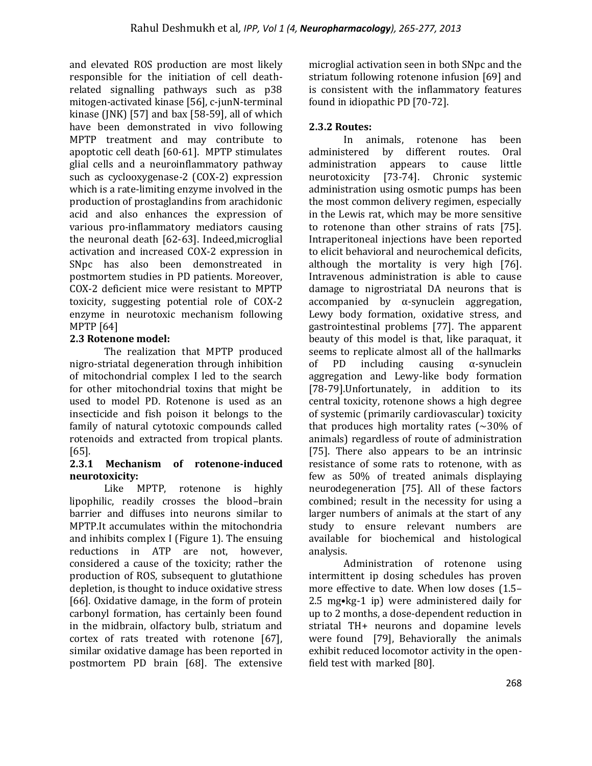and elevated ROS production are most likely responsible for the initiation of cell death-related signalling pathways such as p38 mitogen-activated kinase [56], c-junN-terminal kinase (JNK) [57] and bax [58-59], all of which have been demonstrated in vivo following MPTP treatment and may contribute to apoptotic cell death [60-61]. MPTP stimulates glial cells and a neuroinflammatory pathway such as cyclooxygenase-2 (COX-2) expression which is a rate-limiting enzyme involved in the production of prostaglandins from arachidonic acid and also enhances the expression of various pro-inflammatory mediators causing the neuronal death [62-63]. Indeed,microglial activation and increased COX-2 expression in SNpc has also been demonstreated in postmortem studies in PD patients. Moreover, COX-2 deficient mice were resistant to MPTP toxicity, suggesting potential role of COX-2 enzyme in neurotoxic mechanism following MPTP [64]

## 2.3 Rotenone model:

The realization that MPTP produced nigro-striatal degeneration through inhibition of mitochondrial complex I led to the search for other mitochondrial toxins that might be used to model PD. Rotenone is used as an insecticide and fish poison it belongs to the family of natural cytotoxic compounds called rotenoids and extracted from tropical plants. [65].

### 2.3.1 Mechanism of rotenone-induced neurotoxicity:

Like MPTP, rotenone is highly lipophilic, readily crosses the blood–brain barrier and diffuses into neurons similar to MPTP.It accumulates within the mitochondria and inhibits complex I (Figure 1). The ensuing reductions in ATP are not, however, considered a cause of the toxicity; rather the production of ROS, subsequent to glutathione depletion, is thought to induce oxidative stress [66]. Oxidative damage, in the form of protein carbonyl formation, has certainly been found in the midbrain, olfactory bulb, striatum and cortex of rats treated with rotenone [67], similar oxidative damage has been reported in postmortem PD brain [68]. The extensive microglial activation seen in both SNpc and the striatum following rotenone infusion [69] and is consistent with the inflammatory features found in idiopathic PD [70-72].

### 2.3.2 Routes:

In animals, rotenone has been administered by different routes. Oral administration appears to cause little neurotoxicity [73-74]. Chronic systemic administration using osmotic pumps has been the most common delivery regimen, especially in the Lewis rat, which may be more sensitive to rotenone than other strains of rats [75]. Intraperitoneal injections have been reported to elicit behavioral and neurochemical deficits, although the mortality is very high [76]. Intravenous administration is able to cause damage to nigrostriatal DA neurons that is accompanied by α-synuclein aggregation, Lewy body formation, oxidative stress, and gastrointestinal problems [77]. The apparent beauty of this model is that, like paraquat, it seems to replicate almost all of the hallmarks of PD including causing α-synuclein aggregation and Lewy-like body formation [78-79].Unfortunately, in addition to its central toxicity, rotenone shows a high degree of systemic (primarily cardiovascular) toxicity that produces high mortality rates (∼30% of animals) regardless of route of administration [75]. There also appears to be an intrinsic resistance of some rats to rotenone, with as few as 50% of treated animals displaying neurodegeneration [75]. All of these factors combined; result in the necessity for using a larger numbers of animals at the start of any study to ensure relevant numbers are available for biochemical and histological analysis.

Administration of rotenone using intermittent ip dosing schedules has proven more effective to date. When low doses (1.5–2.5 mg•kg-1 ip) were administered daily for up to 2 months, a dose-dependent reduction in striatal TH+ neurons and dopamine levels were found [79], Behaviorally the animals exhibit reduced locomotor activity in the open-field test with marked [80].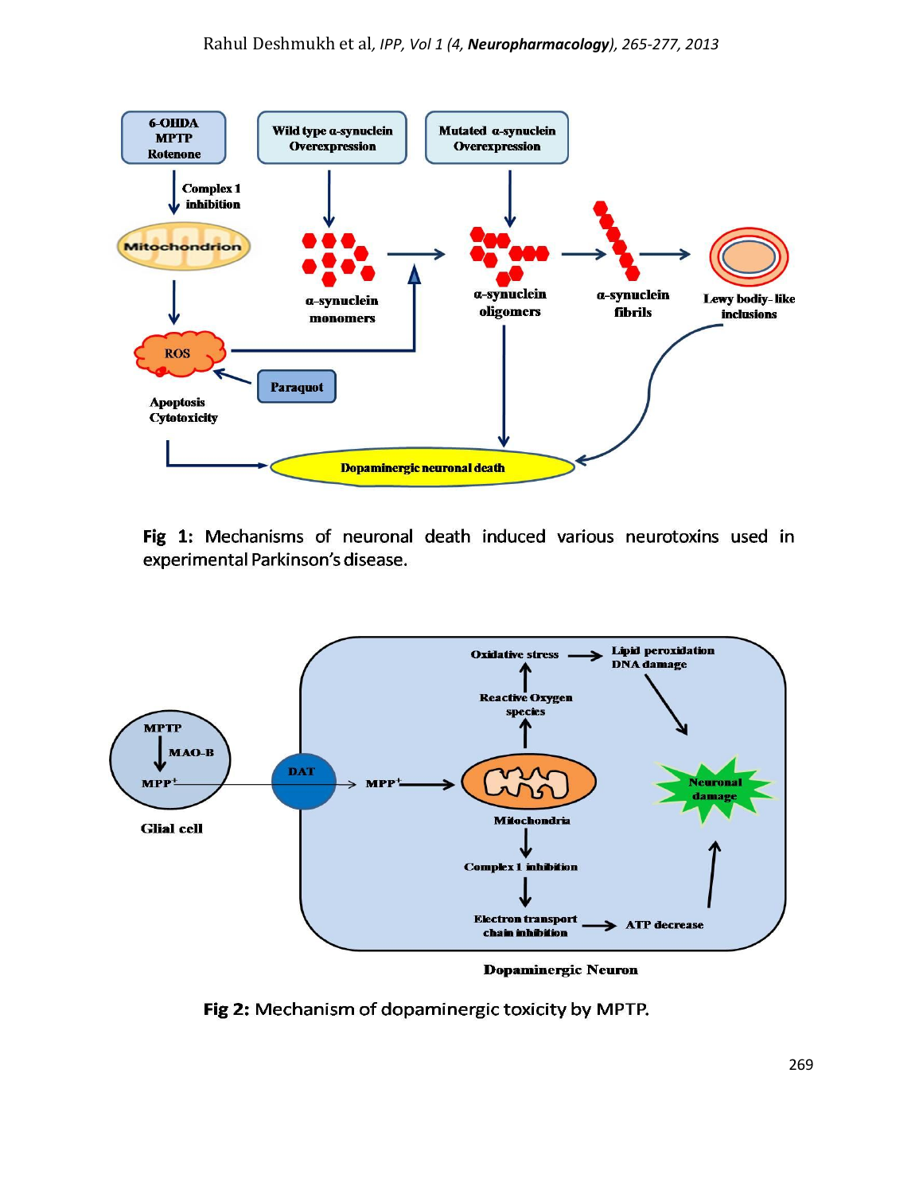Fig 1: Mechanisms of neuronal death induced various neurotoxins used in experimental Parkinson's disease.

Fig 2: Mechanism of dopaminergic toxicity by MPTP.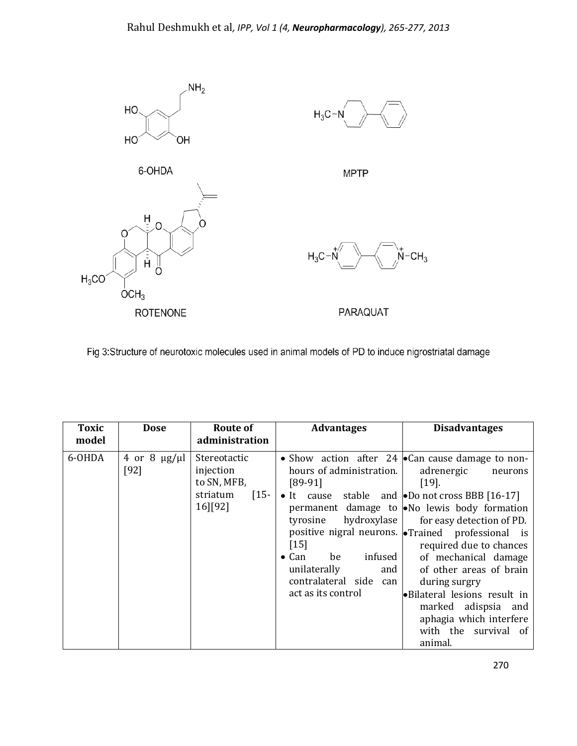Fig 3:Structure of neurotoxic molecules used in animal models of PD to induce nigrostriatal damage

| Toxic model | Dose | Route of administration | Advantages | Disadvantages |
| --- | --- | --- | --- | --- |
| 6-OHDA | 4 or 8 μg/μl [92] | Stereotactic injection to SN, MFB, striatum [15-16][92] | • Show action after 24 hours of administration. [89-91] <br> • It cause stable and permanent damage to tyrosine hydroxylase positive nigral neurons. [15] <br> • Can be infused unilaterally and contralateral side can act as its control | • Can cause damage to non-adrenergic neurons [19]. <br> • Do not cross BBB [16-17] <br> • No lewis body formation for easy detection of PD. <br> • Trained professional is required due to chances of mechanical damage of other areas of brain during surgry <br> • Bilateral lesions result in marked adispsia and aphagia which interfere with the survival of animal. |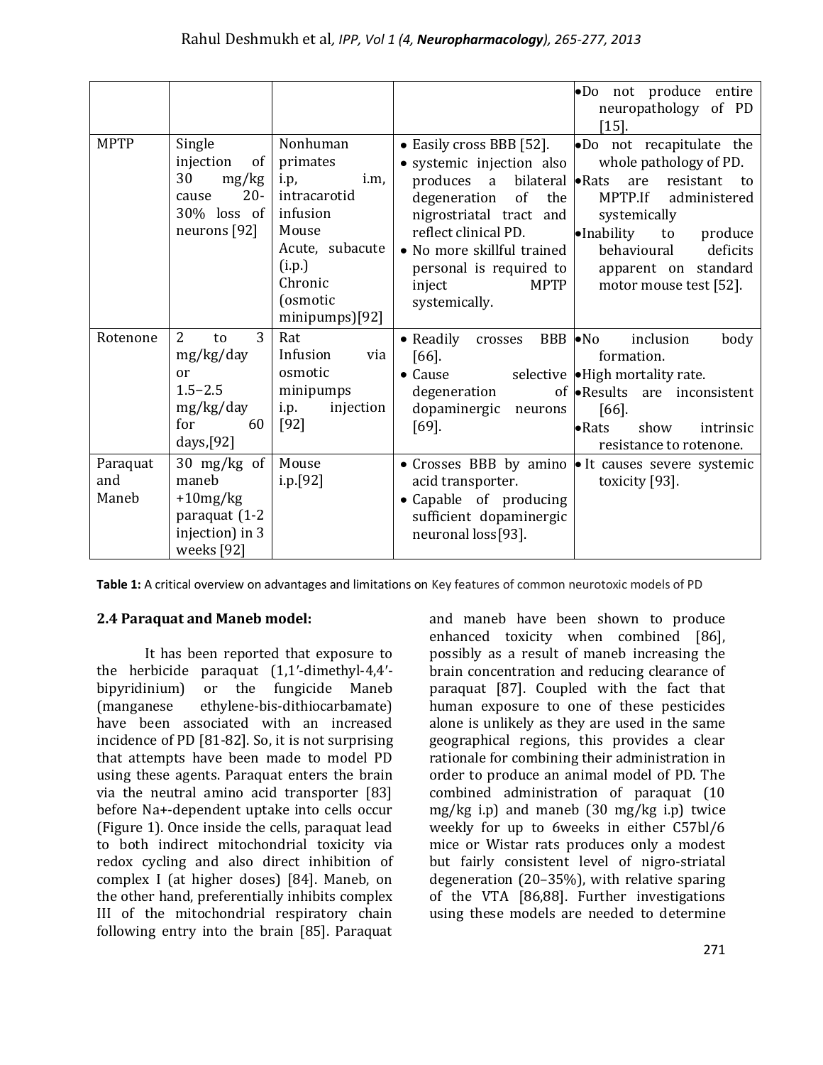| | | | | •Do not produce entire neuropathology of PD [15]. |
|---|---|---|---|---|
| MPTP | Single injection of 30 mg/kg cause 20-30% loss of neurons [92] | Nonhuman primates i.p, i.m, intracarotid infusion Mouse Acute, subacute (i.p.) Chronic (osmotic minipumps)[92] | • Easily cross BBB [52]. • systemic injection also produces a bilateral degeneration of the nigrostriatal tract and reflect clinical PD. • No more skillful trained personal is required to inject MPTP systemically. | •Do not recapitulate the whole pathology of PD. •Rats are resistant to MPTP.If administered systemically •Inability to produce behavioural deficits apparent on standard motor mouse test [52]. |
| Rotenone | 2 to 3 mg/kg/day or 1.5–2.5 mg/kg/day for 60 days,[92] | Rat Infusion via osmotic minipumps i.p. injection [92] | • Readily crosses BBB [66]. • Cause selective degeneration of dopaminergic neurons [69]. | •No inclusion body formation. •High mortality rate. •Results are inconsistent [66]. •Rats show intrinsic resistance to rotenone. |
| Paraquat and Maneb | 30 mg/kg of maneb +10mg/kg paraquat (1-2 injection) in 3 weeks [92] | Mouse i.p.[92] | • Crosses BBB by amino acid transporter. • Capable of producing sufficient dopaminergic neuronal loss[93]. | • It causes severe systemic toxicity [93]. |

**Table 1:** A critical overview on advantages and limitations on Key features of common neurotoxic models of PD

### 2.4 Paraquat and Maneb model:

It has been reported that exposure to the herbicide paraquat (1,1′-dimethyl-4,4′-bipyridinium) or the fungicide Maneb (manganese ethylene-bis-dithiocarbamate) have been associated with an increased incidence of PD [81-82]. So, it is not surprising that attempts have been made to model PD using these agents. Paraquat enters the brain via the neutral amino acid transporter [83] before Na+-dependent uptake into cells occur (Figure 1). Once inside the cells, paraquat lead to both indirect mitochondrial toxicity via redox cycling and also direct inhibition of complex I (at higher doses) [84]. Maneb, on the other hand, preferentially inhibits complex III of the mitochondrial respiratory chain following entry into the brain [85]. Paraquat and maneb have been shown to produce enhanced toxicity when combined [86], possibly as a result of maneb increasing the brain concentration and reducing clearance of paraquat [87]. Coupled with the fact that human exposure to one of these pesticides alone is unlikely as they are used in the same geographical regions, this provides a clear rationale for combining their administration in order to produce an animal model of PD. The combined administration of paraquat (10 mg/kg i.p) and maneb (30 mg/kg i.p) twice weekly for up to 6weeks in either C57bl/6 mice or Wistar rats produces only a modest but fairly consistent level of nigro-striatal degeneration (20–35%), with relative sparing of the VTA [86,88]. Further investigations using these models are needed to determine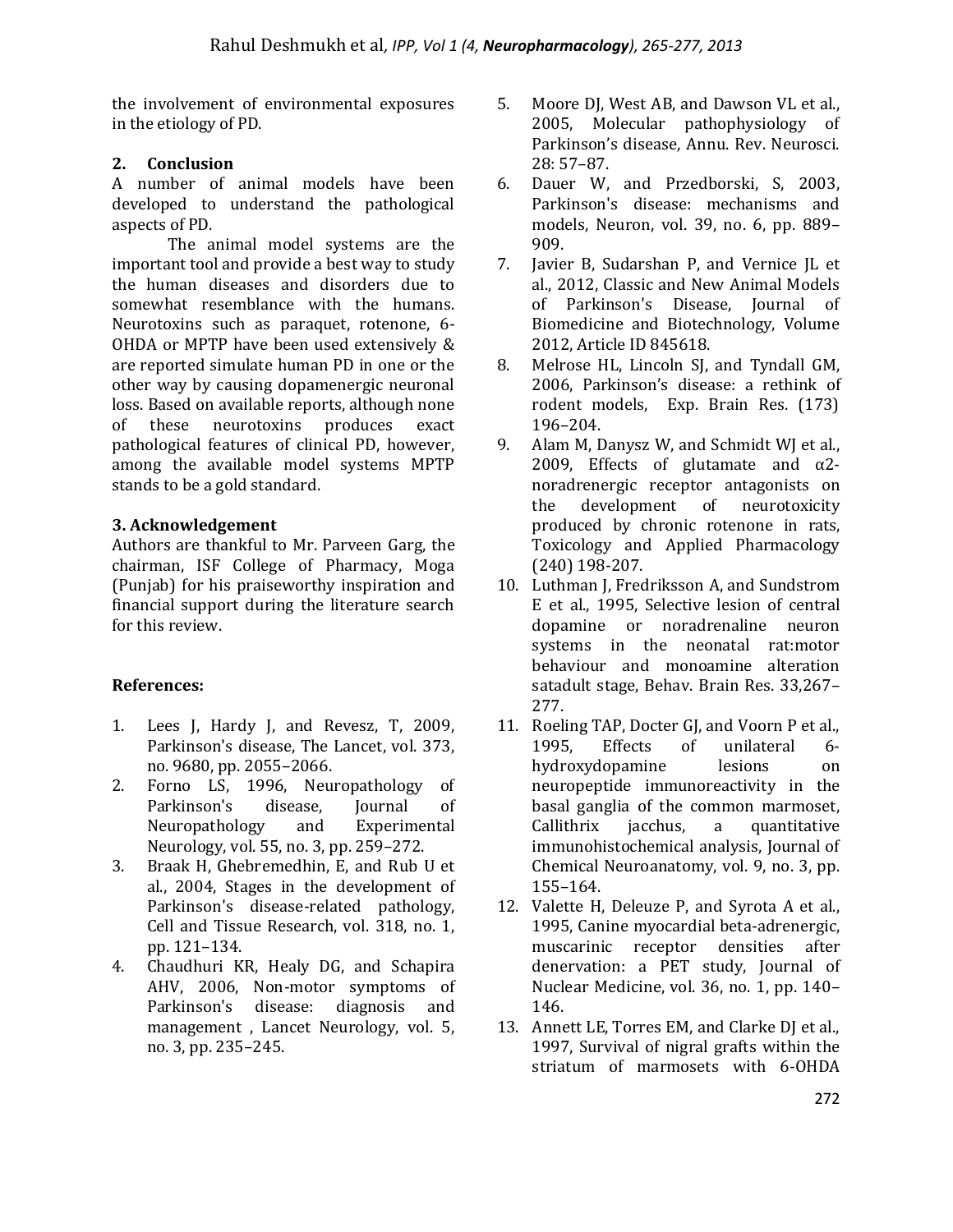the involvement of environmental exposures in the etiology of PD.

## 2. Conclusion

A number of animal models have been developed to understand the pathological aspects of PD.

The animal model systems are the important tool and provide a best way to study the human diseases and disorders due to somewhat resemblance with the humans. Neurotoxins such as paraquet, rotenone, 6-OHDA or MPTP have been used extensively & are reported simulate human PD in one or the other way by causing dopamenergic neuronal loss. Based on available reports, although none of these neurotoxins produces exact pathological features of clinical PD, however, among the available model systems MPTP stands to be a gold standard.

## 3. Acknowledgement

Authors are thankful to Mr. Parveen Garg, the chairman, ISF College of Pharmacy, Moga (Punjab) for his praiseworthy inspiration and financial support during the literature search for this review.

## References:

1. Lees J, Hardy J, and Revesz, T, 2009, Parkinson's disease, The Lancet, vol. 373, no. 9680, pp. 2055–2066.
2. Forno LS, 1996, Neuropathology of Parkinson's disease, Journal of Neuropathology and Experimental Neurology, vol. 55, no. 3, pp. 259–272.
3. Braak H, Ghebremedhin, E, and Rub U et al., 2004, Stages in the development of Parkinson's disease-related pathology, Cell and Tissue Research, vol. 318, no. 1, pp. 121–134.
4. Chaudhuri KR, Healy DG, and Schapira AHV, 2006, Non-motor symptoms of Parkinson's disease: diagnosis and management , Lancet Neurology, vol. 5, no. 3, pp. 235–245.
5. Moore DJ, West AB, and Dawson VL et al., 2005, Molecular pathophysiology of Parkinson's disease, Annu. Rev. Neurosci. 28: 57–87.
6. Dauer W, and Przedborski, S, 2003, Parkinson's disease: mechanisms and models, Neuron, vol. 39, no. 6, pp. 889–909.
7. Javier B, Sudarshan P, and Vernice JL et al., 2012, Classic and New Animal Models of Parkinson's Disease, Journal of Biomedicine and Biotechnology, Volume 2012, Article ID 845618.
8. Melrose HL, Lincoln SJ, and Tyndall GM, 2006, Parkinson's disease: a rethink of rodent models, Exp. Brain Res. (173) 196–204.
9. Alam M, Danysz W, and Schmidt WJ et al., 2009, Effects of glutamate and α2-noradrenergic receptor antagonists on the development of neurotoxicity produced by chronic rotenone in rats, Toxicology and Applied Pharmacology (240) 198-207.
10. Luthman J, Fredriksson A, and Sundstrom E et al., 1995, Selective lesion of central dopamine or noradrenaline neuron systems in the neonatal rat:motor behaviour and monoamine alteration satadult stage, Behav. Brain Res. 33,267–277.
11. Roeling TAP, Docter GJ, and Voorn P et al., 1995, Effects of unilateral 6-hydroxydopamine lesions on neuropeptide immunoreactivity in the basal ganglia of the common marmoset, Callithrix jacchus, a quantitative immunohistochemical analysis, Journal of Chemical Neuroanatomy, vol. 9, no. 3, pp. 155–164.
12. Valette H, Deleuze P, and Syrota A et al., 1995, Canine myocardial beta-adrenergic, muscarinic receptor densities after denervation: a PET study, Journal of Nuclear Medicine, vol. 36, no. 1, pp. 140–146.
13. Annett LE, Torres EM, and Clarke DJ et al., 1997, Survival of nigral grafts within the striatum of marmosets with 6-OHDA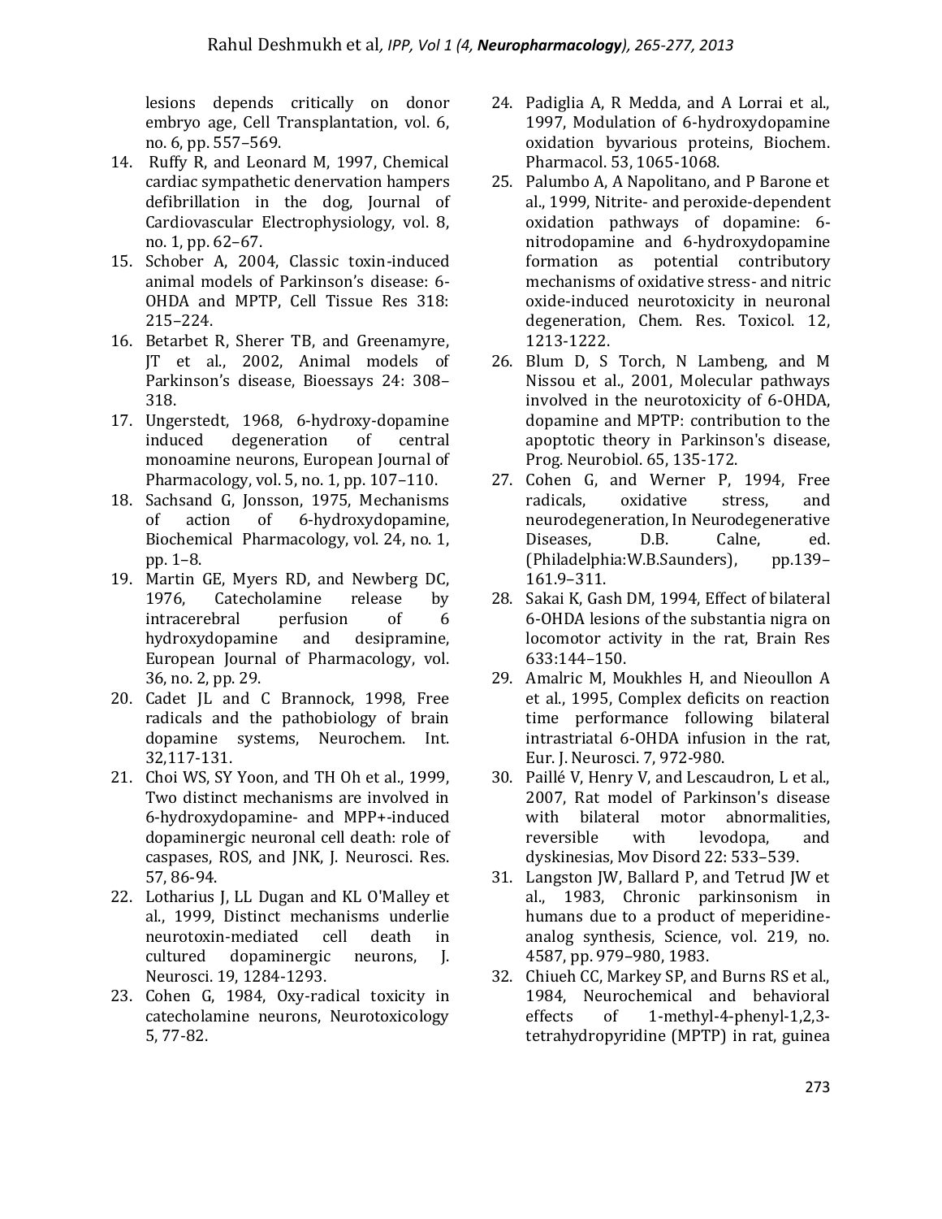lesions depends critically on donor embryo age, Cell Transplantation, vol. 6, no. 6, pp. 557–569.

14. Ruffy R, and Leonard M, 1997, Chemical cardiac sympathetic denervation hampers defibrillation in the dog, Journal of Cardiovascular Electrophysiology, vol. 8, no. 1, pp. 62–67.
15. Schober A, 2004, Classic toxin-induced animal models of Parkinson's disease: 6-OHDA and MPTP, Cell Tissue Res 318: 215–224.
16. Betarbet R, Sherer TB, and Greenamyre, JT et al., 2002, Animal models of Parkinson's disease, Bioessays 24: 308–318.
17. Ungerstedt, 1968, 6-hydroxy-dopamine induced degeneration of central monoamine neurons, European Journal of Pharmacology, vol. 5, no. 1, pp. 107–110.
18. Sachsand G, Jonsson, 1975, Mechanisms of action of 6-hydroxydopamine, Biochemical Pharmacology, vol. 24, no. 1, pp. 1–8.
19. Martin GE, Myers RD, and Newberg DC, 1976, Catecholamine release by intracerebral perfusion of 6 hydroxydopamine and desipramine, European Journal of Pharmacology, vol. 36, no. 2, pp. 29.
20. Cadet JL and C Brannock, 1998, Free radicals and the pathobiology of brain dopamine systems, Neurochem. Int. 32,117-131.
21. Choi WS, SY Yoon, and TH Oh et al., 1999, Two distinct mechanisms are involved in 6-hydroxydopamine- and MPP+-induced dopaminergic neuronal cell death: role of caspases, ROS, and JNK, J. Neurosci. Res. 57, 86-94.
22. Lotharius J, LL Dugan and KL O'Malley et al., 1999, Distinct mechanisms underlie neurotoxin-mediated cell death in cultured dopaminergic neurons, J. Neurosci. 19, 1284-1293.
23. Cohen G, 1984, Oxy-radical toxicity in catecholamine neurons, Neurotoxicology 5, 77-82.
24. Padiglia A, R Medda, and A Lorrai et al., 1997, Modulation of 6-hydroxydopamine oxidation byvarious proteins, Biochem. Pharmacol. 53, 1065-1068.
25. Palumbo A, A Napolitano, and P Barone et al., 1999, Nitrite- and peroxide-dependent oxidation pathways of dopamine: 6-nitrodopamine and 6-hydroxydopamine formation as potential contributory mechanisms of oxidative stress- and nitric oxide-induced neurotoxicity in neuronal degeneration, Chem. Res. Toxicol. 12, 1213-1222.
26. Blum D, S Torch, N Lambeng, and M Nissou et al., 2001, Molecular pathways involved in the neurotoxicity of 6-OHDA, dopamine and MPTP: contribution to the apoptotic theory in Parkinson's disease, Prog. Neurobiol. 65, 135-172.
27. Cohen G, and Werner P, 1994, Free radicals, oxidative stress, and neurodegeneration, In Neurodegenerative Diseases, D.B. Calne, ed. (Philadelphia:W.B.Saunders), pp.139–161.9–311.
28. Sakai K, Gash DM, 1994, Effect of bilateral 6-OHDA lesions of the substantia nigra on locomotor activity in the rat, Brain Res 633:144–150.
29. Amalric M, Moukhles H, and Nieoullon A et al., 1995, Complex deficits on reaction time performance following bilateral intrastriatal 6-OHDA infusion in the rat, Eur. J. Neurosci. 7, 972-980.
30. Paillé V, Henry V, and Lescaudron, L et al., 2007, Rat model of Parkinson's disease with bilateral motor abnormalities, reversible with levodopa, and dyskinesias, Mov Disord 22: 533–539.
31. Langston JW, Ballard P, and Tetrud JW et al., 1983, Chronic parkinsonism in humans due to a product of meperidine-analog synthesis, Science, vol. 219, no. 4587, pp. 979–980, 1983.
32. Chiueh CC, Markey SP, and Burns RS et al., 1984, Neurochemical and behavioral effects of 1-methyl-4-phenyl-1,2,3-tetrahydropyridine (MPTP) in rat, guinea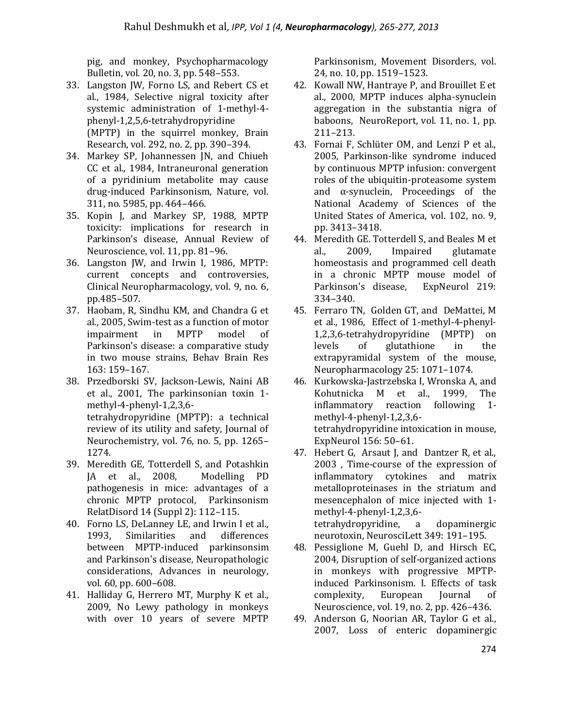pig, and monkey, Psychopharmacology Bulletin, vol. 20, no. 3, pp. 548–553.

33. Langston JW, Forno LS, and Rebert CS et al., 1984, Selective nigral toxicity after systemic administration of 1-methyl-4-phenyl-1,2,5,6-tetrahydropyridine (MPTP) in the squirrel monkey, Brain Research, vol. 292, no. 2, pp. 390–394.
34. Markey SP, Johannessen JN, and Chiueh CC et al., 1984, Intraneuronal generation of a pyridinium metabolite may cause drug-induced Parkinsonism, Nature, vol. 311, no. 5985, pp. 464–466.
35. Kopin J, and Markey SP, 1988, MPTP toxicity: implications for research in Parkinson's disease, Annual Review of Neuroscience, vol. 11, pp. 81–96.
36. Langston JW, and Irwin I, 1986, MPTP: current concepts and controversies, Clinical Neuropharmacology, vol. 9, no. 6, pp.485–507.
37. Haobam, R, Sindhu KM, and Chandra G et al., 2005, Swim-test as a function of motor impairment in MPTP model of Parkinson's disease: a comparative study in two mouse strains, Behav Brain Res 163: 159–167.
38. Przedborski SV, Jackson-Lewis, Naini AB et al., 2001, The parkinsonian toxin 1-methyl-4-phenyl-1,2,3,6-tetrahydropyridine (MPTP): a technical review of its utility and safety, Journal of Neurochemistry, vol. 76, no. 5, pp. 1265–1274.
39. Meredith GE, Totterdell S, and Potashkin JA et al., 2008, Modelling PD pathogenesis in mice: advantages of a chronic MPTP protocol, Parkinsonsim RelatDisord 14 (Suppl 2): 112–115.
40. Forno LS, DeLanney LE, and Irwin I et al., 1993, Similarities and differences between MPTP-induced parkinsonsim and Parkinson's disease, Neuropathologic considerations, Advances in neurology, vol. 60, pp. 600–608.
41. Halliday G, Herrero MT, Murphy K et al., 2009, No Lewy pathology in monkeys with over 10 years of severe MPTP Parkinsonism, Movement Disorders, vol. 24, no. 10, pp. 1519–1523.
42. Kowall NW, Hantraye P, and Brouillet E et al., 2000, MPTP induces alpha-synuclein aggregation in the substantia nigra of baboons, NeuroReport, vol. 11, no. 1, pp. 211–213.
43. Fornai F, Schlüter OM, and Lenzi P et al., 2005, Parkinson-like syndrome induced by continuous MPTP infusion: convergent roles of the ubiquitin-proteasome system and α-synuclein, Proceedings of the National Academy of Sciences of the United States of America, vol. 102, no. 9, pp. 3413–3418.
44. Meredith GE. Totterdell S, and Beales M et al., 2009, Impaired glutamate homeostasis and programmed cell death in a chronic MPTP mouse model of Parkinson's disease, ExpNeurol 219: 334–340.
45. Ferraro TN, Golden GT, and DeMattei, M et al., 1986, Effect of 1-methyl-4-phenyl-1,2,3,6-tetrahydropyridine (MPTP) on levels of glutathione in the extrapyramidal system of the mouse, Neuropharmacology 25: 1071–1074.
46. Kurkowska-Jastrzebska I, Wronska A, and Kohutnicka M et al., 1999, The inflammatory reaction following 1-methyl-4-phenyl-1,2,3,6-tetrahydropyridine intoxication in mouse, ExpNeurol 156: 50–61.
47. Hebert G, Arsaut J, and Dantzer R, et al., 2003 , Time-course of the expression of inflammatory cytokines and matrix metalloproteinases in the striatum and mesencephalon of mice injected with 1-methyl-4-phenyl-1,2,3,6-tetrahydropyridine, a dopaminergic neurotoxin, NeurosciLett 349: 191–195.
48. Pessiglione M, Guehl D, and Hirsch EC, 2004, Disruption of self-organized actions in monkeys with progressive MPTP-induced Parkinsonism. I. Effects of task complexity, European Journal of Neuroscience, vol. 19, no. 2, pp. 426–436.
49. Anderson G, Noorian AR, Taylor G et al., 2007, Loss of enteric dopaminergic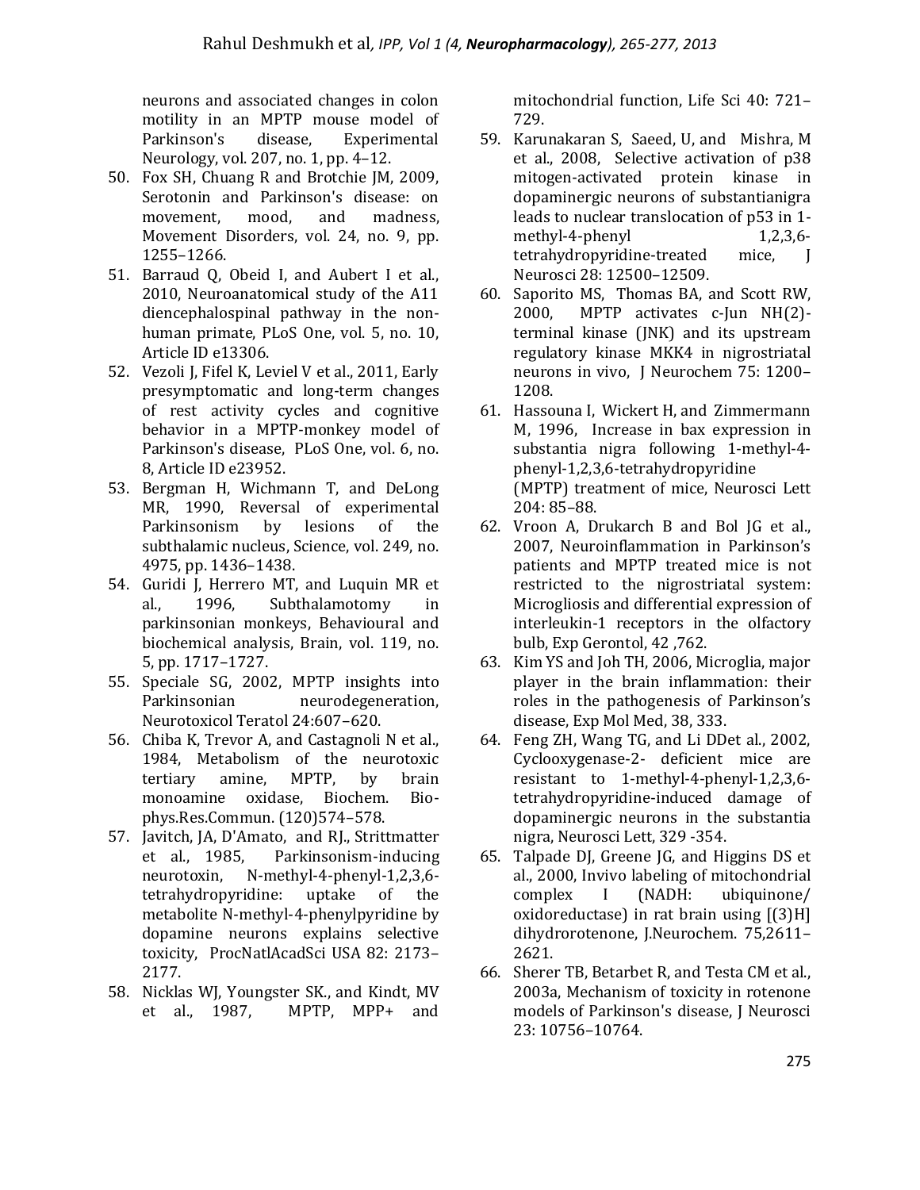neurons and associated changes in colon motility in an MPTP mouse model of Parkinson's disease, Experimental Neurology, vol. 207, no. 1, pp. 4–12.

50. Fox SH, Chuang R and Brotchie JM, 2009, Serotonin and Parkinson's disease: on movement, mood, and madness, Movement Disorders, vol. 24, no. 9, pp. 1255–1266.
51. Barraud Q, Obeid I, and Aubert I et al., 2010, Neuroanatomical study of the A11 diencephalospinal pathway in the non-human primate, PLoS One, vol. 5, no. 10, Article ID e13306.
52. Vezoli J, Fifel K, Leviel V et al., 2011, Early presymptomatic and long-term changes of rest activity cycles and cognitive behavior in a MPTP-monkey model of Parkinson's disease, PLoS One, vol. 6, no. 8, Article ID e23952.
53. Bergman H, Wichmann T, and DeLong MR, 1990, Reversal of experimental Parkinsonism by lesions of the subthalamic nucleus, Science, vol. 249, no. 4975, pp. 1436–1438.
54. Guridi J, Herrero MT, and Luquin MR et al., 1996, Subthalamotomy in parkinsonian monkeys, Behavioural and biochemical analysis, Brain, vol. 119, no. 5, pp. 1717–1727.
55. Speciale SG, 2002, MPTP insights into Parkinsonian neurodegeneration, Neurotoxicol Teratol 24:607–620.
56. Chiba K, Trevor A, and Castagnoli N et al., 1984, Metabolism of the neurotoxic tertiary amine, MPTP, by brain monoamine oxidase, Biochem. Bio-phys.Res.Commun. (120)574–578.
57. Javitch, JA, D'Amato, and RJ., Strittmatter et al., 1985, Parkinsonism-inducing neurotoxin, N-methyl-4-phenyl-1,2,3,6-tetrahydropyridine: uptake of the metabolite N-methyl-4-phenylpyridine by dopamine neurons explains selective toxicity, ProcNatlAcadSci USA 82: 2173–2177.
58. Nicklas WJ, Youngster SK., and Kindt, MV et al., 1987, MPTP, MPP+ and mitochondrial function, Life Sci 40: 721–729.
59. Karunakaran S, Saeed, U, and Mishra, M et al., 2008, Selective activation of p38 mitogen-activated protein kinase in dopaminergic neurons of substantianigra leads to nuclear translocation of p53 in 1-methyl-4-phenyl 1,2,3,6-tetrahydropyridine-treated mice, J Neurosci 28: 12500–12509.
60. Saporito MS, Thomas BA, and Scott RW, 2000, MPTP activates c-Jun NH(2)-terminal kinase (JNK) and its upstream regulatory kinase MKK4 in nigrostriatal neurons in vivo, J Neurochem 75: 1200–1208.
61. Hassouna I, Wickert H, and Zimmermann M, 1996, Increase in bax expression in substantia nigra following 1-methyl-4-phenyl-1,2,3,6-tetrahydropyridine (MPTP) treatment of mice, Neurosci Lett 204: 85–88.
62. Vroon A, Drukarch B and Bol JG et al., 2007, Neuroinflammation in Parkinson's patients and MPTP treated mice is not restricted to the nigrostriatal system: Microgliosis and differential expression of interleukin-1 receptors in the olfactory bulb, Exp Gerontol, 42 ,762.
63. Kim YS and Joh TH, 2006, Microglia, major player in the brain inflammation: their roles in the pathogenesis of Parkinson's disease, Exp Mol Med, 38, 333.
64. Feng ZH, Wang TG, and Li DDet al., 2002, Cyclooxygenase-2- deficient mice are resistant to 1-methyl-4-phenyl-1,2,3,6-tetrahydropyridine-induced damage of dopaminergic neurons in the substantia nigra, Neurosci Lett, 329 -354.
65. Talpade DJ, Greene JG, and Higgins DS et al., 2000, Invivo labeling of mitochondrial complex I (NADH: ubiquinone/ oxidoreductase) in rat brain using [(3)H] dihydrorotenone, J.Neurochem. 75,2611–2621.
66. Sherer TB, Betarbet R, and Testa CM et al., 2003a, Mechanism of toxicity in rotenone models of Parkinson's disease, J Neurosci 23: 10756–10764.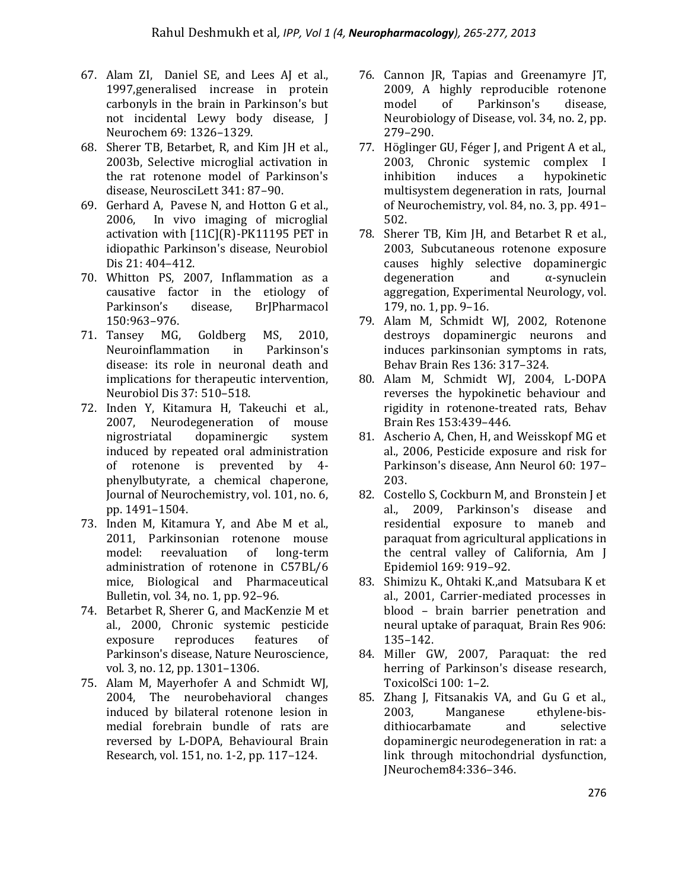67. Alam ZI, Daniel SE, and Lees AJ et al., 1997,generalised increase in protein carbonyls in the brain in Parkinson's but not incidental Lewy body disease, J Neurochem 69: 1326–1329.
68. Sherer TB, Betarbet, R, and Kim JH et al., 2003b, Selective microglial activation in the rat rotenone model of Parkinson's disease, NeurosciLett 341: 87–90.
69. Gerhard A, Pavese N, and Hotton G et al., 2006, In vivo imaging of microglial activation with [11C](R)-PK11195 PET in idiopathic Parkinson's disease, Neurobiol Dis 21: 404–412.
70. Whitton PS, 2007, Inflammation as a causative factor in the etiology of Parkinson's disease, BrJPharmacol 150:963–976.
71. Tansey MG, Goldberg MS, 2010, Neuroinflammation in Parkinson's disease: its role in neuronal death and implications for therapeutic intervention, Neurobiol Dis 37: 510–518.
72. Inden Y, Kitamura H, Takeuchi et al., 2007, Neurodegeneration of mouse nigrostriatal dopaminergic system induced by repeated oral administration of rotenone is prevented by 4-phenylbutyrate, a chemical chaperone, Journal of Neurochemistry, vol. 101, no. 6, pp. 1491–1504.
73. Inden M, Kitamura Y, and Abe M et al., 2011, Parkinsonian rotenone mouse model: reevaluation of long-term administration of rotenone in C57BL/6 mice, Biological and Pharmaceutical Bulletin, vol. 34, no. 1, pp. 92–96.
74. Betarbet R, Sherer G, and MacKenzie M et al., 2000, Chronic systemic pesticide exposure reproduces features of Parkinson's disease, Nature Neuroscience, vol. 3, no. 12, pp. 1301–1306.
75. Alam M, Mayerhofer A and Schmidt WJ, 2004, The neurobehavioral changes induced by bilateral rotenone lesion in medial forebrain bundle of rats are reversed by L-DOPA, Behavioural Brain Research, vol. 151, no. 1-2, pp. 117–124.
76. Cannon JR, Tapias and Greenamyre JT, 2009, A highly reproducible rotenone model of Parkinson's disease, Neurobiology of Disease, vol. 34, no. 2, pp. 279–290.
77. Höglinger GU, Féger J, and Prigent A et al., 2003, Chronic systemic complex I inhibition induces a hypokinetic multisystem degeneration in rats, Journal of Neurochemistry, vol. 84, no. 3, pp. 491–502.
78. Sherer TB, Kim JH, and Betarbet R et al., 2003, Subcutaneous rotenone exposure causes highly selective dopaminergic degeneration and α-synuclein aggregation, Experimental Neurology, vol. 179, no. 1, pp. 9–16.
79. Alam M, Schmidt WJ, 2002, Rotenone destroys dopaminergic neurons and induces parkinsonian symptoms in rats, Behav Brain Res 136: 317–324.
80. Alam M, Schmidt WJ, 2004, L-DOPA reverses the hypokinetic behaviour and rigidity in rotenone-treated rats, Behav Brain Res 153:439–446.
81. Ascherio A, Chen, H, and Weisskopf MG et al., 2006, Pesticide exposure and risk for Parkinson's disease, Ann Neurol 60: 197–203.
82. Costello S, Cockburn M, and Bronstein J et al., 2009, Parkinson's disease and residential exposure to maneb and paraquat from agricultural applications in the central valley of California, Am J Epidemiol 169: 919–92.
83. Shimizu K., Ohtaki K.,and Matsubara K et al., 2001, Carrier-mediated processes in blood – brain barrier penetration and neural uptake of paraquat, Brain Res 906: 135–142.
84. Miller GW, 2007, Paraquat: the red herring of Parkinson's disease research, ToxicolSci 100: 1–2.
85. Zhang J, Fitsanakis VA, and Gu G et al., 2003, Manganese ethylene-bis-dithiocarbamate and selective dopaminergic neurodegeneration in rat: a link through mitochondrial dysfunction, JNeurochem84:336–346.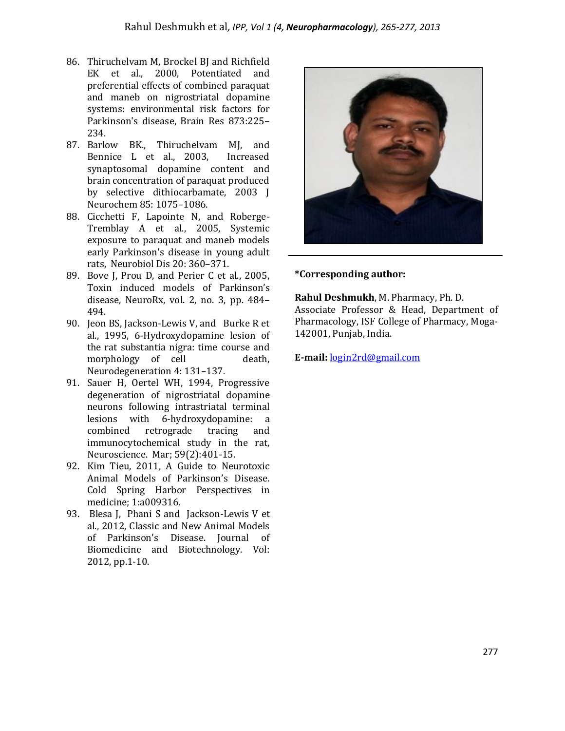86. Thiruchelvam M, Brockel BJ and Richfield EK et al., 2000, Potentiated and preferential effects of combined paraquat and maneb on nigrostriatal dopamine systems: environmental risk factors for Parkinson's disease, Brain Res 873:225–234.
87. Barlow BK., Thiruchelvam MJ, and Bennice L et al., 2003, Increased synaptosomal dopamine content and brain concentration of paraquat produced by selective dithiocarbamate, 2003 J Neurochem 85: 1075–1086.
88. Cicchetti F, Lapointe N, and Roberge-Tremblay A et al., 2005, Systemic exposure to paraquat and maneb models early Parkinson's disease in young adult rats, Neurobiol Dis 20: 360–371.
89. Bove J, Prou D, and Perier C et al., 2005, Toxin induced models of Parkinson's disease, NeuroRx, vol. 2, no. 3, pp. 484–494.
90. Jeon BS, Jackson-Lewis V, and Burke R et al., 1995, 6-Hydroxydopamine lesion of the rat substantia nigra: time course and morphology of cell death, Neurodegeneration 4: 131–137.
91. Sauer H, Oertel WH, 1994, Progressive degeneration of nigrostriatal dopamine neurons following intrastriatal terminal lesions with 6-hydroxydopamine: a combined retrograde tracing and immunocytochemical study in the rat, Neuroscience. Mar; 59(2):401-15.
92. Kim Tieu, 2011, A Guide to Neurotoxic Animal Models of Parkinson's Disease. Cold Spring Harbor Perspectives in medicine; 1:a009316.
93. Blesa J, Phani S and Jackson-Lewis V et al., 2012, Classic and New Animal Models of Parkinson's Disease. Journal of Biomedicine and Biotechnology. Vol: 2012, pp.1-10.

**\*Corresponding author:**

**Rahul Deshmukh**, M. Pharmacy, Ph. D.
Associate Professor & Head, Department of Pharmacology, ISF College of Pharmacy, Moga-142001, Punjab, India.

**E-mail:** login2rd@gmail.com